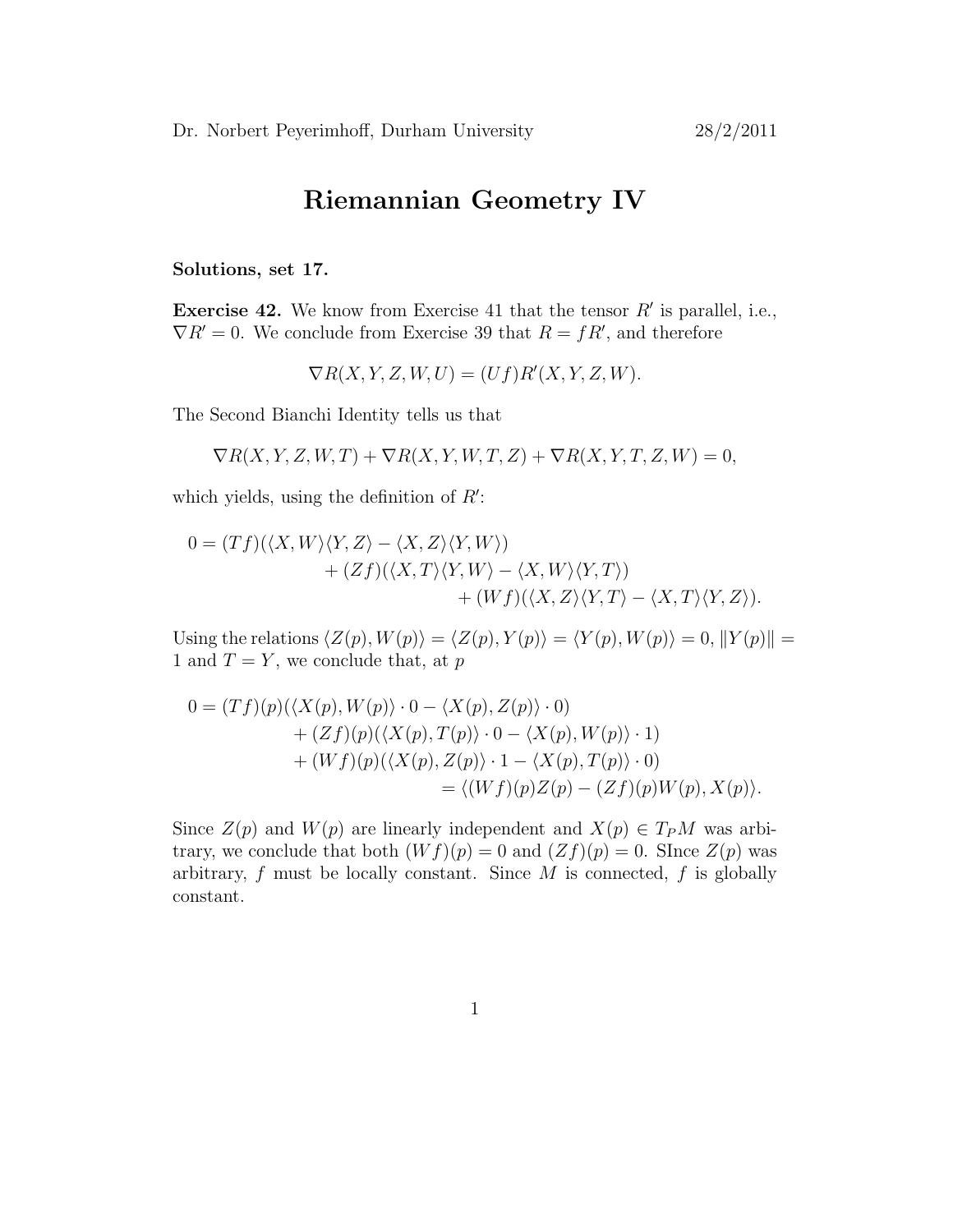Dr. Norbert Peyerimhoff, Durham University 28/2/2011

# Riemannian Geometry IV

**Solutions, set 17.**

**Exercise 42.** We know from Exercise 41 that the tensor $R'$ is parallel, i.e., $\nabla R' = 0$. We conclude from Exercise 39 that $R = fR'$, and therefore

$$\nabla R(X, Y, Z, W, U) = (Uf)R'(X, Y, Z, W).$$

The Second Bianchi Identity tells us that

$$\nabla R(X, Y, Z, W, T) + \nabla R(X, Y, W, T, Z) + \nabla R(X, Y, T, Z, W) = 0,$$

which yields, using the definition of $R'$:

$$\begin{aligned}
0 = (Tf)(\langle X, W\rangle\langle Y, Z\rangle - \langle X, Z\rangle\langle Y, W\rangle) \\
+ (Zf)(\langle X, T\rangle\langle Y, W\rangle - \langle X, W\rangle\langle Y, T\rangle) \\
+ (Wf)(\langle X, Z\rangle\langle Y, T\rangle - \langle X, T\rangle\langle Y, Z\rangle).
\end{aligned}$$

Using the relations $\langle Z(p), W(p)\rangle = \langle Z(p), Y(p)\rangle = \langle Y(p), W(p)\rangle = 0$, $\|Y(p)\| = 1$ and $T = Y$, we conclude that, at $p$

$$\begin{aligned}
0 = (Tf)(p)(\langle X(p), W(p)\rangle \cdot 0 - \langle X(p), Z(p)\rangle \cdot 0) \\
+ (Zf)(p)(\langle X(p), T(p)\rangle \cdot 0 - \langle X(p), W(p)\rangle \cdot 1) \\
+ (Wf)(p)(\langle X(p), Z(p)\rangle \cdot 1 - \langle X(p), T(p)\rangle \cdot 0) \\
= \langle (Wf)(p)Z(p) - (Zf)(p)W(p), X(p)\rangle.
\end{aligned}$$

Since $Z(p)$ and $W(p)$ are linearly independent and $X(p) \in T_P M$ was arbitrary, we conclude that both $(Wf)(p) = 0$ and $(Zf)(p) = 0$. SInce $Z(p)$ was arbitrary, $f$ must be locally constant. Since $M$ is connected, $f$ is globally constant.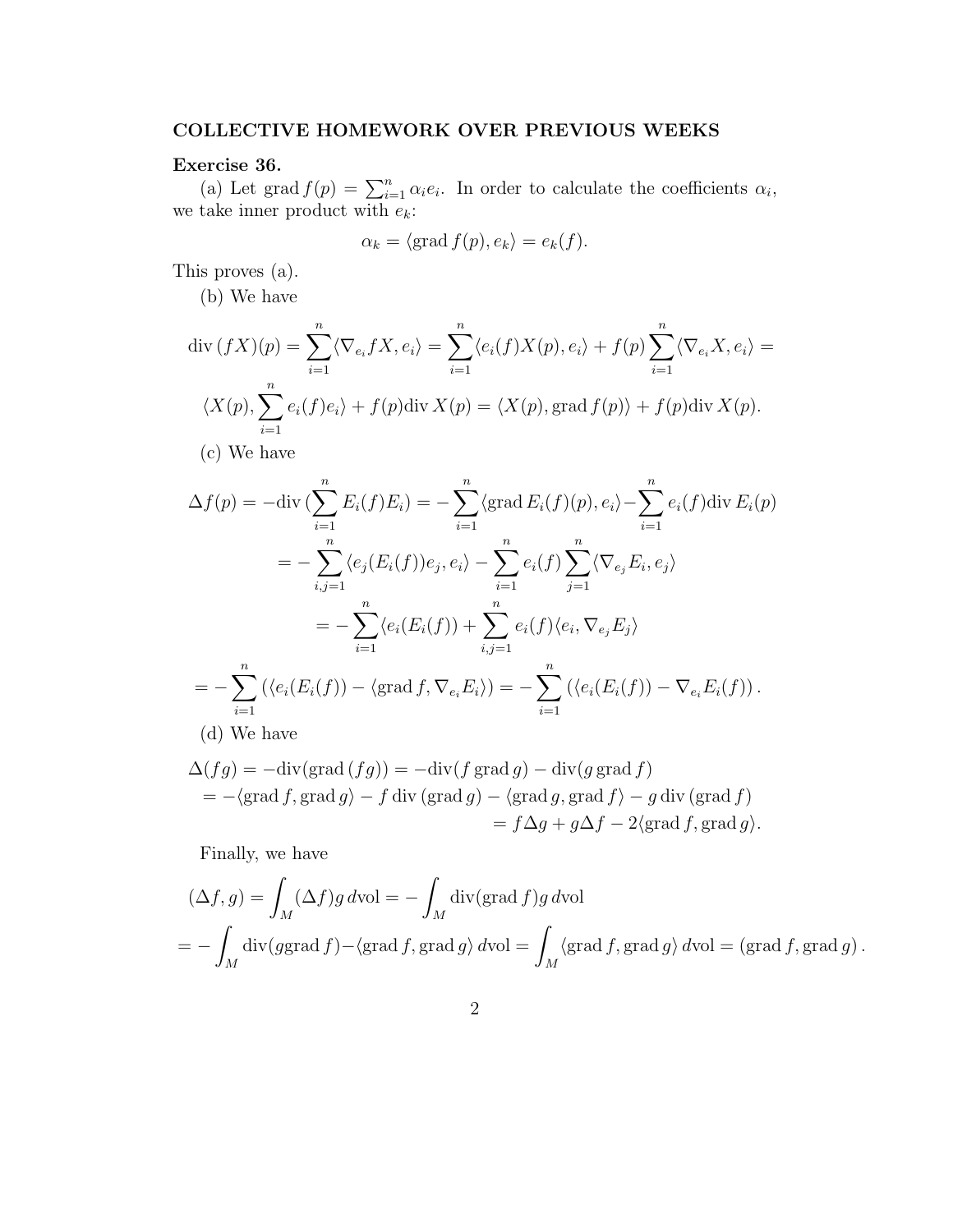## COLLECTIVE HOMEWORK OVER PREVIOUS WEEKS

**Exercise 36.**

(a) Let $\operatorname{grad} f(p) = \sum_{i=1}^n \alpha_i e_i$. In order to calculate the coefficients $\alpha_i$, we take inner product with $e_k$:

$$\alpha_k = \langle \operatorname{grad} f(p), e_k \rangle = e_k(f).$$

This proves (a).

(b) We have

$$\operatorname{div}(fX)(p) = \sum_{i=1}^n \langle \nabla_{e_i} fX, e_i \rangle = \sum_{i=1}^n \langle e_i(f) X(p), e_i \rangle + f(p) \sum_{i=1}^n \langle \nabla_{e_i} X, e_i \rangle =$$

$$\langle X(p), \sum_{i=1}^n e_i(f) e_i \rangle + f(p) \operatorname{div} X(p) = \langle X(p), \operatorname{grad} f(p) \rangle + f(p) \operatorname{div} X(p).$$

(c) We have

$$\begin{aligned}
\Delta f(p) &= -\operatorname{div}(\sum_{i=1}^n E_i(f) E_i) = -\sum_{i=1}^n \langle \operatorname{grad} E_i(f)(p), e_i \rangle - \sum_{i=1}^n e_i(f) \operatorname{div} E_i(p) \\
&= -\sum_{i,j=1}^n \langle e_j(E_i(f)) e_j, e_i \rangle - \sum_{i=1}^n e_i(f) \sum_{j=1}^n \langle \nabla_{e_j} E_i, e_j \rangle \\
&= -\sum_{i=1}^n \langle e_i(E_i(f)) + \sum_{i,j=1}^n e_i(f) \langle e_i, \nabla_{e_j} E_j \rangle \\
&= -\sum_{i=1}^n \left( \langle e_i(E_i(f)) - \langle \operatorname{grad} f, \nabla_{e_i} E_i \rangle \right) = -\sum_{i=1}^n \left( \langle e_i(E_i(f)) - \nabla_{e_i} E_i(f) \right).
\end{aligned}$$

(d) We have

$$\begin{aligned}
\Delta(fg) &= -\operatorname{div}(\operatorname{grad}(fg)) = -\operatorname{div}(f \operatorname{grad} g) - \operatorname{div}(g \operatorname{grad} f) \\
&= -\langle \operatorname{grad} f, \operatorname{grad} g \rangle - f \operatorname{div}(\operatorname{grad} g) - \langle \operatorname{grad} g, \operatorname{grad} f \rangle - g \operatorname{div}(\operatorname{grad} f) \\
&= f \Delta g + g \Delta f - 2 \langle \operatorname{grad} f, \operatorname{grad} g \rangle.
\end{aligned}$$

Finally, we have

$$\begin{aligned}
(\Delta f, g) &= \int_M (\Delta f) g \, d\mathrm{vol} = -\int_M \operatorname{div}(\operatorname{grad} f) g \, d\mathrm{vol} \\
&= -\int_M \operatorname{div}(g \operatorname{grad} f) - \langle \operatorname{grad} f, \operatorname{grad} g \rangle \, d\mathrm{vol} = \int_M \langle \operatorname{grad} f, \operatorname{grad} g \rangle \, d\mathrm{vol} = (\operatorname{grad} f, \operatorname{grad} g).
\end{aligned}$$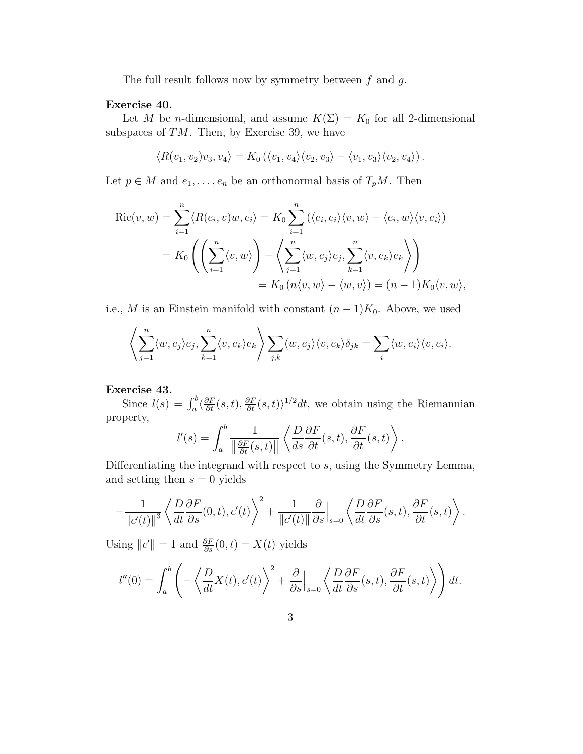The full result follows now by symmetry between $f$ and $g$.

**Exercise 40.**

Let $M$ be $n$-dimensional, and assume $K(\Sigma) = K_0$ for all 2-dimensional subspaces of $TM$. Then, by Exercise 39, we have

$$\langle R(v_1, v_2)v_3, v_4 \rangle = K_0 \left( \langle v_1, v_4 \rangle \langle v_2, v_3 \rangle - \langle v_1, v_3 \rangle \langle v_2, v_4 \rangle \right).$$

Let $p \in M$ and $e_1, \ldots, e_n$ be an orthonormal basis of $T_pM$. Then

$$\begin{aligned}
\operatorname{Ric}(v, w) &= \sum_{i=1}^{n} \langle R(e_i, v)w, e_i \rangle = K_0 \sum_{i=1}^{n} \left( \langle e_i, e_i \rangle \langle v, w \rangle - \langle e_i, w \rangle \langle v, e_i \rangle \right) \\
&= K_0 \left( \left( \sum_{i=1}^{n} \langle v, w \rangle \right) - \left\langle \sum_{j=1}^{n} \langle w, e_j \rangle e_j, \sum_{k=1}^{n} \langle v, e_k \rangle e_k \right\rangle \right) \\
&= K_0 \left( n \langle v, w \rangle - \langle w, v \rangle \right) = (n-1) K_0 \langle v, w \rangle,
\end{aligned}$$

i.e., $M$ is an Einstein manifold with constant $(n-1)K_0$. Above, we used

$$\left\langle \sum_{j=1}^{n} \langle w, e_j \rangle e_j, \sum_{k=1}^{n} \langle v, e_k \rangle e_k \right\rangle \sum_{j,k} \langle w, e_j \rangle \langle v, e_k \rangle \delta_{jk} = \sum_i \langle w, e_i \rangle \langle v, e_i \rangle.$$

**Exercise 43.**

Since $l(s) = \int_a^b \langle \frac{\partial F}{\partial t}(s,t), \frac{\partial F}{\partial t}(s,t) \rangle^{1/2} dt$, we obtain using the Riemannian property,

$$l'(s) = \int_a^b \frac{1}{\left\| \frac{\partial F}{\partial t}(s,t) \right\|} \left\langle \frac{D}{ds} \frac{\partial F}{\partial t}(s,t), \frac{\partial F}{\partial t}(s,t) \right\rangle.$$

Differentiating the integrand with respect to $s$, using the Symmetry Lemma, and setting then $s = 0$ yields

$$-\frac{1}{\|c'(t)\|^3} \left\langle \frac{D}{dt} \frac{\partial F}{\partial s}(0,t), c'(t) \right\rangle^2 + \frac{1}{\|c'(t)\|} \frac{\partial}{\partial s}\Big|_{s=0} \left\langle \frac{D}{dt} \frac{\partial F}{\partial s}(s,t), \frac{\partial F}{\partial t}(s,t) \right\rangle.$$

Using $\|c'\| = 1$ and $\frac{\partial F}{\partial s}(0,t) = X(t)$ yields

$$l''(0) = \int_a^b \left( -\left\langle \frac{D}{dt} X(t), c'(t) \right\rangle^2 + \frac{\partial}{\partial s}\Big|_{s=0} \left\langle \frac{D}{dt} \frac{\partial F}{\partial s}(s,t), \frac{\partial F}{\partial t}(s,t) \right\rangle \right) dt.$$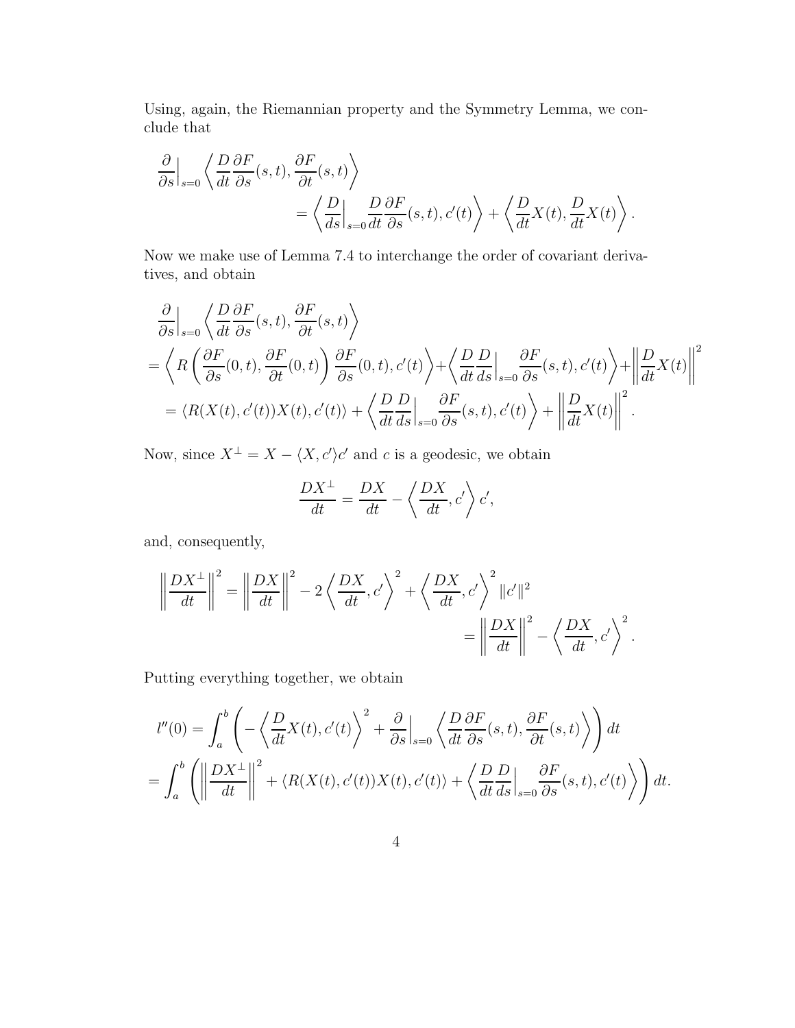Using, again, the Riemannian property and the Symmetry Lemma, we conclude that

$$
\begin{aligned}
\frac{\partial}{\partial s}\Big|_{s=0} \left\langle \frac{D}{dt}\frac{\partial F}{\partial s}(s,t), \frac{\partial F}{\partial t}(s,t) \right\rangle \\
&= \left\langle \frac{D}{ds}\Big|_{s=0} \frac{D}{dt}\frac{\partial F}{\partial s}(s,t), c'(t) \right\rangle + \left\langle \frac{D}{dt}X(t), \frac{D}{dt}X(t) \right\rangle .
\end{aligned}
$$

Now we make use of Lemma 7.4 to interchange the order of covariant derivatives, and obtain

$$
\begin{aligned}
&\frac{\partial}{\partial s}\Big|_{s=0} \left\langle \frac{D}{dt}\frac{\partial F}{\partial s}(s,t), \frac{\partial F}{\partial t}(s,t) \right\rangle \\
&= \left\langle R\left(\frac{\partial F}{\partial s}(0,t), \frac{\partial F}{\partial t}(0,t)\right)\frac{\partial F}{\partial s}(0,t), c'(t) \right\rangle + \left\langle \frac{D}{dt}\frac{D}{ds}\Big|_{s=0} \frac{\partial F}{\partial s}(s,t), c'(t) \right\rangle + \left\| \frac{D}{dt}X(t) \right\|^2 \\
&= \langle R(X(t), c'(t))X(t), c'(t) \rangle + \left\langle \frac{D}{dt}\frac{D}{ds}\Big|_{s=0} \frac{\partial F}{\partial s}(s,t), c'(t) \right\rangle + \left\| \frac{D}{dt}X(t) \right\|^2 .
\end{aligned}
$$

Now, since $X^\perp = X - \langle X, c' \rangle c'$ and $c$ is a geodesic, we obtain

$$
\frac{DX^\perp}{dt} = \frac{DX}{dt} - \left\langle \frac{DX}{dt}, c' \right\rangle c',
$$

and, consequently,

$$
\begin{aligned}
\left\| \frac{DX^\perp}{dt} \right\|^2 = \left\| \frac{DX}{dt} \right\|^2 - 2\left\langle \frac{DX}{dt}, c' \right\rangle^2 + \left\langle \frac{DX}{dt}, c' \right\rangle^2 \|c'\|^2 \\
&= \left\| \frac{DX}{dt} \right\|^2 - \left\langle \frac{DX}{dt}, c' \right\rangle^2 .
\end{aligned}
$$

Putting everything together, we obtain

$$
\begin{aligned}
l''(0) &= \int_a^b \left( -\left\langle \frac{D}{dt}X(t), c'(t) \right\rangle^2 + \frac{\partial}{\partial s}\Big|_{s=0} \left\langle \frac{D}{dt}\frac{\partial F}{\partial s}(s,t), \frac{\partial F}{\partial t}(s,t) \right\rangle \right) dt \\
&= \int_a^b \left( \left\| \frac{DX^\perp}{dt} \right\|^2 + \langle R(X(t), c'(t))X(t), c'(t) \rangle + \left\langle \frac{D}{dt}\frac{D}{ds}\Big|_{s=0} \frac{\partial F}{\partial s}(s,t), c'(t) \right\rangle \right) dt.
\end{aligned}
$$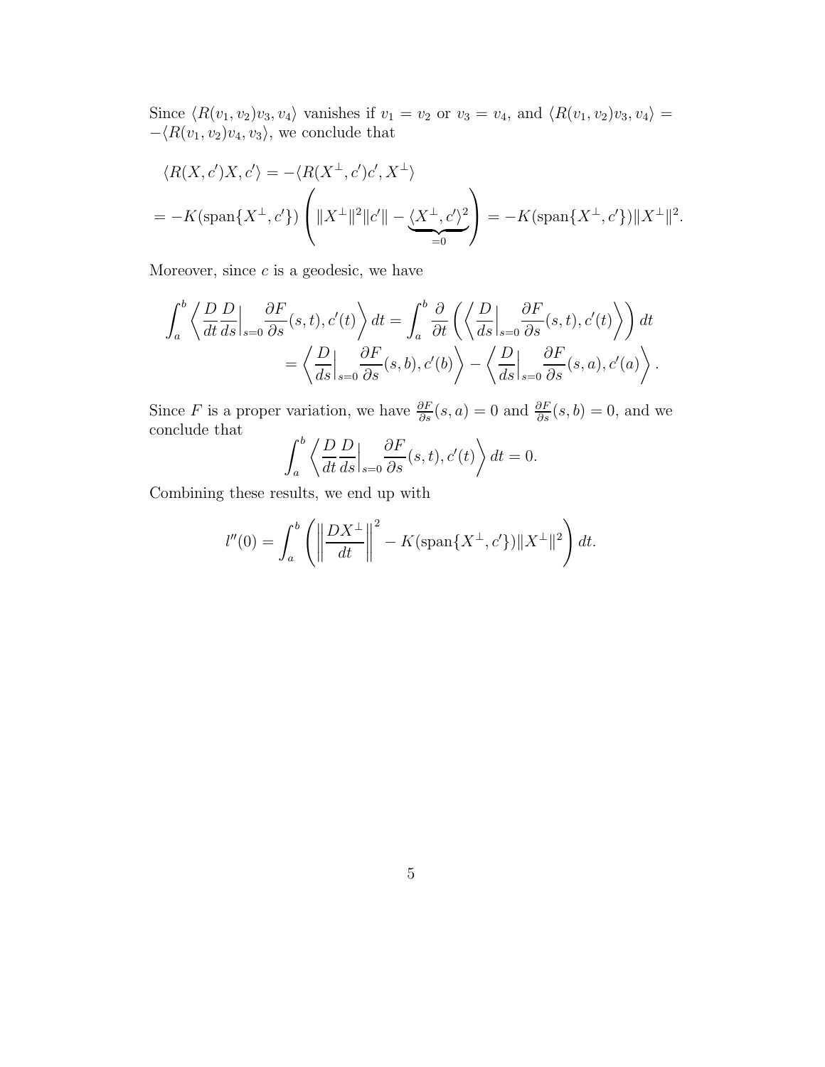Since $\langle R(v_1, v_2)v_3, v_4\rangle$ vanishes if $v_1 = v_2$ or $v_3 = v_4$, and $\langle R(v_1, v_2)v_3, v_4\rangle = -\langle R(v_1, v_2)v_4, v_3\rangle$, we conclude that

$$
\begin{aligned}
&\langle R(X, c')X, c'\rangle = -\langle R(X^\perp, c')c', X^\perp\rangle \\
&= -K(\operatorname{span}\{X^\perp, c'\}) \left( \|X^\perp\|^2 \|c'\| - \underbrace{\langle X^\perp, c'\rangle^2}_{=0} \right) = -K(\operatorname{span}\{X^\perp, c'\})\|X^\perp\|^2.
\end{aligned}
$$

Moreover, since $c$ is a geodesic, we have

$$
\begin{aligned}
\int_a^b \left\langle \frac{D}{dt}\frac{D}{ds}\Big|_{s=0} \frac{\partial F}{\partial s}(s,t), c'(t) \right\rangle dt &= \int_a^b \frac{\partial}{\partial t} \left( \left\langle \frac{D}{ds}\Big|_{s=0} \frac{\partial F}{\partial s}(s,t), c'(t) \right\rangle \right) dt \\
&= \left\langle \frac{D}{ds}\Big|_{s=0} \frac{\partial F}{\partial s}(s,b), c'(b) \right\rangle - \left\langle \frac{D}{ds}\Big|_{s=0} \frac{\partial F}{\partial s}(s,a), c'(a) \right\rangle.
\end{aligned}
$$

Since $F$ is a proper variation, we have $\frac{\partial F}{\partial s}(s,a) = 0$ and $\frac{\partial F}{\partial s}(s,b) = 0$, and we conclude that

$$
\int_a^b \left\langle \frac{D}{dt}\frac{D}{ds}\Big|_{s=0} \frac{\partial F}{\partial s}(s,t), c'(t) \right\rangle dt = 0.
$$

Combining these results, we end up with

$$
l''(0) = \int_a^b \left( \left\| \frac{DX^\perp}{dt} \right\|^2 - K(\operatorname{span}\{X^\perp, c'\})\|X^\perp\|^2 \right) dt.
$$